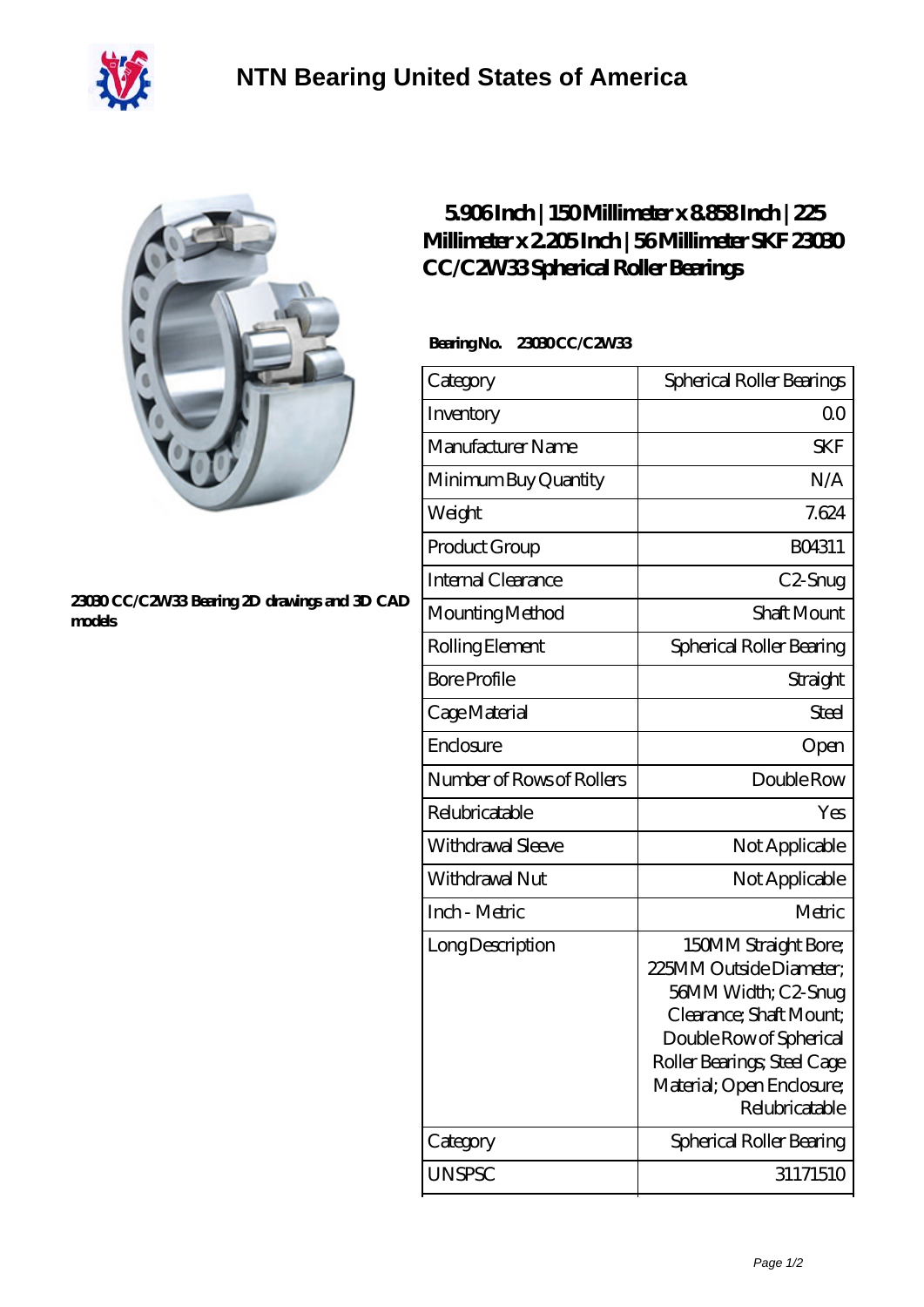# NTN Bearing United States of America

## 5.906 Inch | 150 Millimeter x 8.858 Inch | 225 Millimeter x 2.205 Inch | 56 Millimeter SKF 23030 CC/C2W33 Spherical Roller Bearings

23030 CC/C2W33 Bearing 2D drawings and 3D CAD models

**Bearing No.** 23030 CC/C2W33

| Category | Spherical Roller Bearings |
| --- | --- |
| Inventory | 0.0 |
| Manufacturer Name | SKF |
| Minimum Buy Quantity | N/A |
| Weight | 7.624 |
| Product Group | B04311 |
| Internal Clearance | C2-Snug |
| Mounting Method | Shaft Mount |
| Rolling Element | Spherical Roller Bearing |
| Bore Profile | Straight |
| Cage Material | Steel |
| Enclosure | Open |
| Number of Rows of Rollers | Double Row |
| Relubricatable | Yes |
| Withdrawal Sleeve | Not Applicable |
| Withdrawal Nut | Not Applicable |
| Inch - Metric | Metric |
| Long Description | 150MM Straight Bore; 225MM Outside Diameter; 56MM Width; C2-Snug Clearance; Shaft Mount; Double Row of Spherical Roller Bearings; Steel Cage Material; Open Enclosure; Relubricatable |
| Category | Spherical Roller Bearing |
| UNSPSC | 31171510 |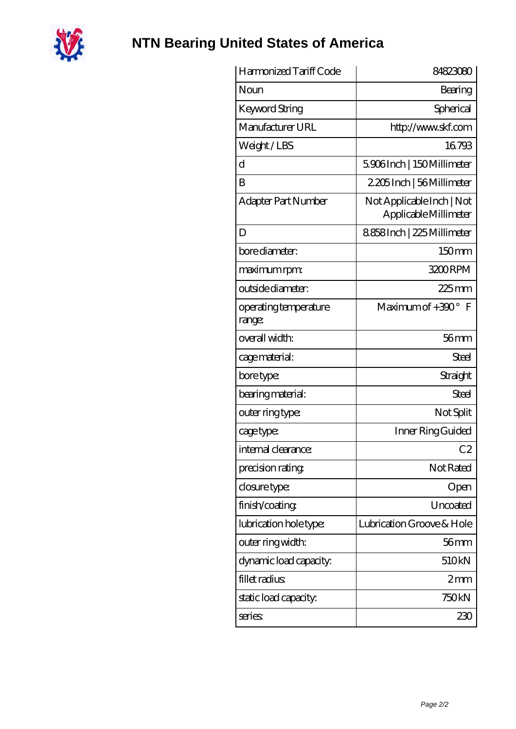# NTN Bearing United States of America

| | |
|---|---|
| Harmonized Tariff Code | 84823080 |
| Noun | Bearing |
| Keyword String | Spherical |
| Manufacturer URL | http://www.skf.com |
| Weight / LBS | 16.793 |
| d | 5.906 Inch \| 150 Millimeter |
| B | 2.205 Inch \| 56 Millimeter |
| Adapter Part Number | Not Applicable Inch \| Not Applicable Millimeter |
| D | 8.858 Inch \| 225 Millimeter |
| bore diameter: | 150 mm |
| maximum rpm: | 3200 RPM |
| outside diameter: | 225 mm |
| operating temperature range: | Maximum of +390° F |
| overall width: | 56 mm |
| cage material: | Steel |
| bore type: | Straight |
| bearing material: | Steel |
| outer ring type: | Not Split |
| cage type: | Inner Ring Guided |
| internal clearance: | C2 |
| precision rating: | Not Rated |
| closure type: | Open |
| finish/coating: | Uncoated |
| lubrication hole type: | Lubrication Groove & Hole |
| outer ring width: | 56 mm |
| dynamic load capacity: | 510 kN |
| fillet radius: | 2 mm |
| static load capacity: | 750 kN |
| series: | 230 |